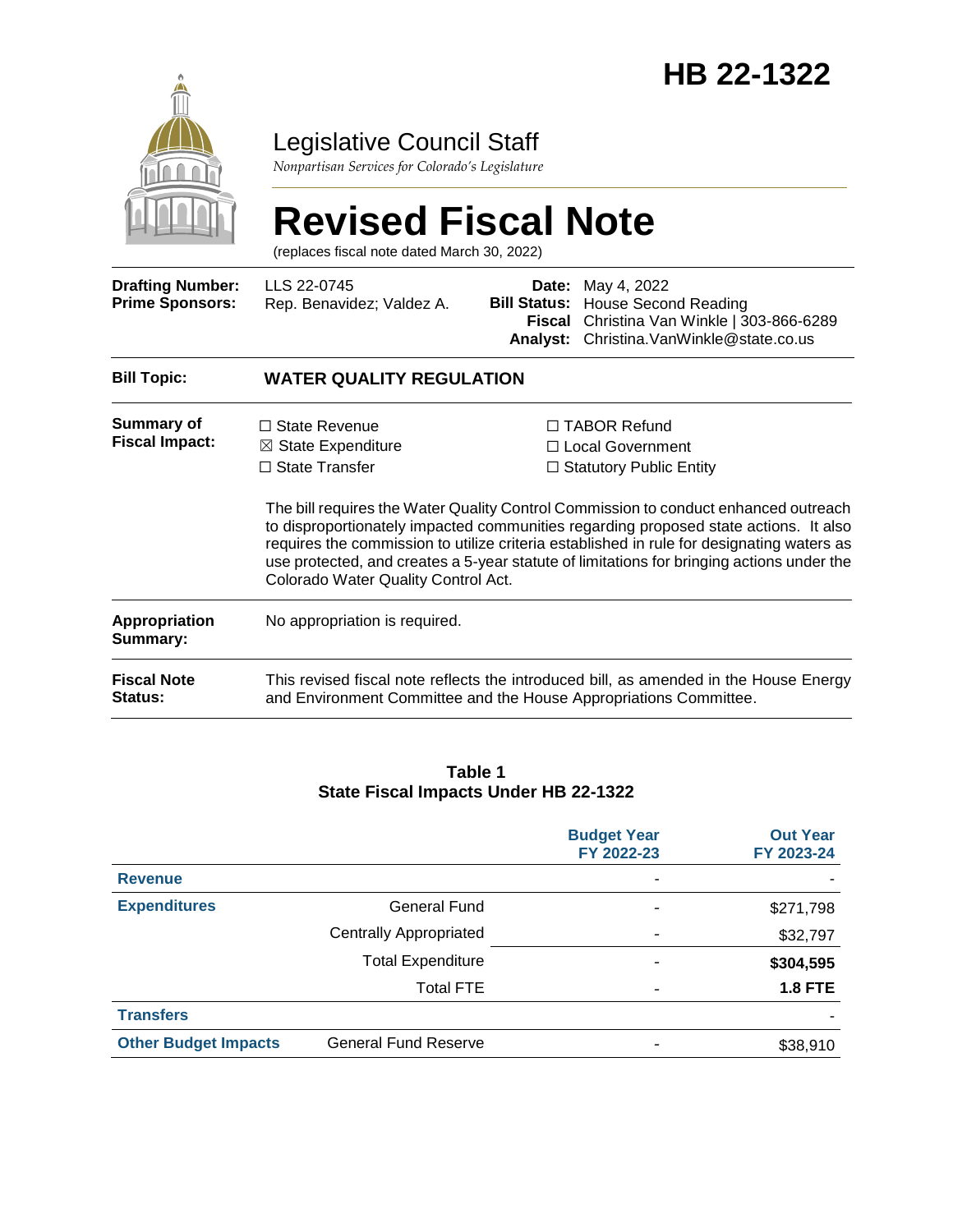# HB 22-1322

Legislative Council Staff

*Nonpartisan Services for Colorado's Legislature*

# Revised Fiscal Note

(replaces fiscal note dated March 30, 2022)

| | | | |
|---|---|---|---|
| **Drafting Number:** | LLS 22-0745 | **Date:** | May 4, 2022 |
| **Prime Sponsors:** | Rep. Benavidez; Valdez A. | **Bill Status:** | House Second Reading |
| | | **Fiscal Analyst:** | Christina Van Winkle \| 303-866-6289 Christina.VanWinkle@state.co.us |

| | |
|---|---|
| **Bill Topic:** | **WATER QUALITY REGULATION** |
| **Summary of Fiscal Impact:** | ☐ State Revenue ☒ State Expenditure ☐ State Transfer ☐ TABOR Refund ☐ Local Government ☐ Statutory Public Entity<br><br>The bill requires the Water Quality Control Commission to conduct enhanced outreach to disproportionately impacted communities regarding proposed state actions. It also requires the commission to utilize criteria established in rule for designating waters as use protected, and creates a 5-year statute of limitations for bringing actions under the Colorado Water Quality Control Act. |
| **Appropriation Summary:** | No appropriation is required. |
| **Fiscal Note Status:** | This revised fiscal note reflects the introduced bill, as amended in the House Energy and Environment Committee and the House Appropriations Committee. |

**Table 1**
**State Fiscal Impacts Under HB 22-1322**

| | | Budget Year FY 2022-23 | Out Year FY 2023-24 |
|---|---|---|---|
| **Revenue** | | - | - |
| **Expenditures** | General Fund | - | $271,798 |
| | Centrally Appropriated | - | $32,797 |
| | Total Expenditure | - | **$304,595** |
| | Total FTE | - | **1.8 FTE** |
| **Transfers** | | | - |
| **Other Budget Impacts** | General Fund Reserve | - | $38,910 |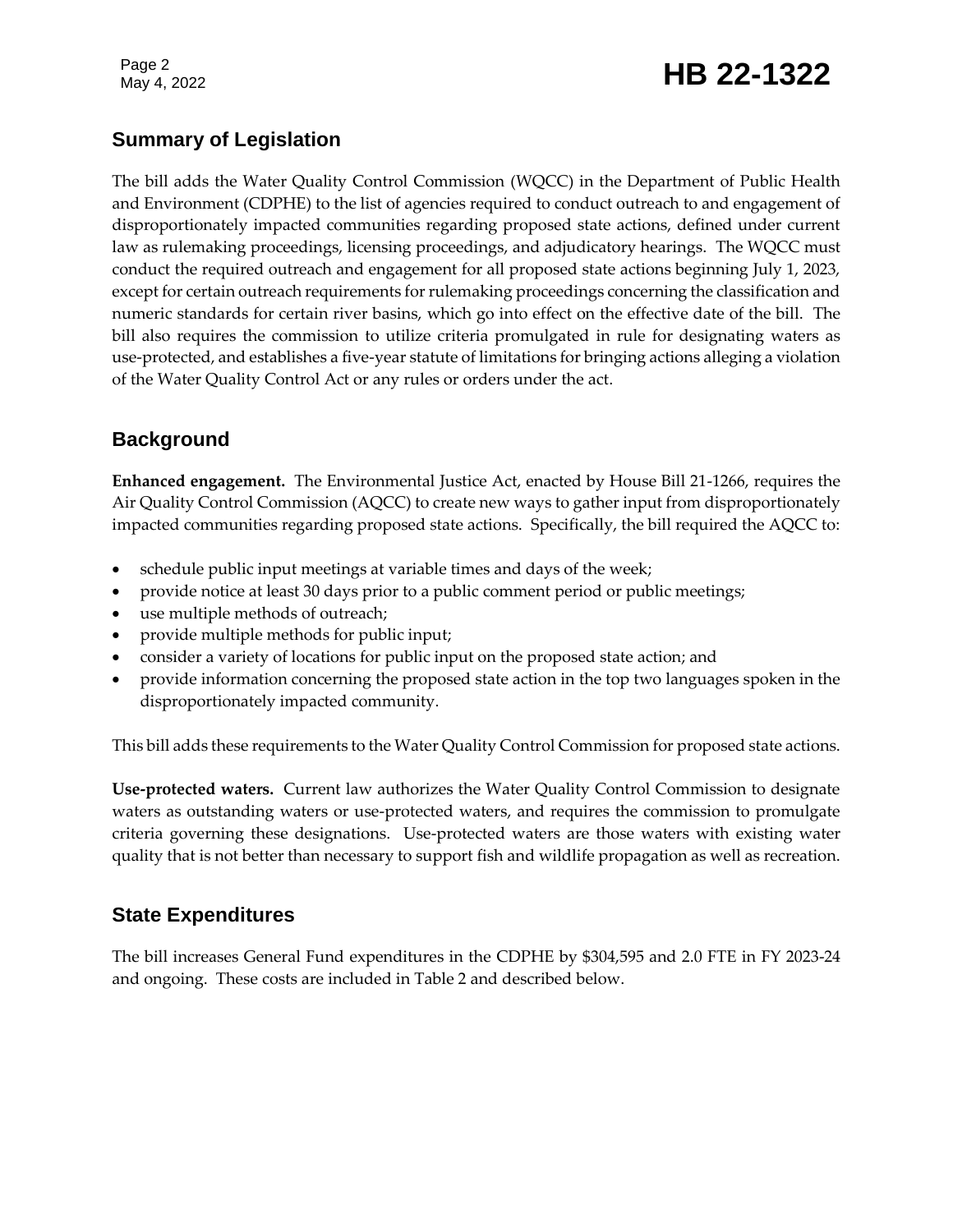## Summary of Legislation

The bill adds the Water Quality Control Commission (WQCC) in the Department of Public Health and Environment (CDPHE) to the list of agencies required to conduct outreach to and engagement of disproportionately impacted communities regarding proposed state actions, defined under current law as rulemaking proceedings, licensing proceedings, and adjudicatory hearings. The WQCC must conduct the required outreach and engagement for all proposed state actions beginning July 1, 2023, except for certain outreach requirements for rulemaking proceedings concerning the classification and numeric standards for certain river basins, which go into effect on the effective date of the bill. The bill also requires the commission to utilize criteria promulgated in rule for designating waters as use-protected, and establishes a five-year statute of limitations for bringing actions alleging a violation of the Water Quality Control Act or any rules or orders under the act.

## Background

**Enhanced engagement.** The Environmental Justice Act, enacted by House Bill 21-1266, requires the Air Quality Control Commission (AQCC) to create new ways to gather input from disproportionately impacted communities regarding proposed state actions. Specifically, the bill required the AQCC to:

- schedule public input meetings at variable times and days of the week;
- provide notice at least 30 days prior to a public comment period or public meetings;
- use multiple methods of outreach;
- provide multiple methods for public input;
- consider a variety of locations for public input on the proposed state action; and
- provide information concerning the proposed state action in the top two languages spoken in the disproportionately impacted community.

This bill adds these requirements to the Water Quality Control Commission for proposed state actions.

**Use-protected waters.** Current law authorizes the Water Quality Control Commission to designate waters as outstanding waters or use-protected waters, and requires the commission to promulgate criteria governing these designations. Use-protected waters are those waters with existing water quality that is not better than necessary to support fish and wildlife propagation as well as recreation.

## State Expenditures

The bill increases General Fund expenditures in the CDPHE by $304,595 and 2.0 FTE in FY 2023-24 and ongoing. These costs are included in Table 2 and described below.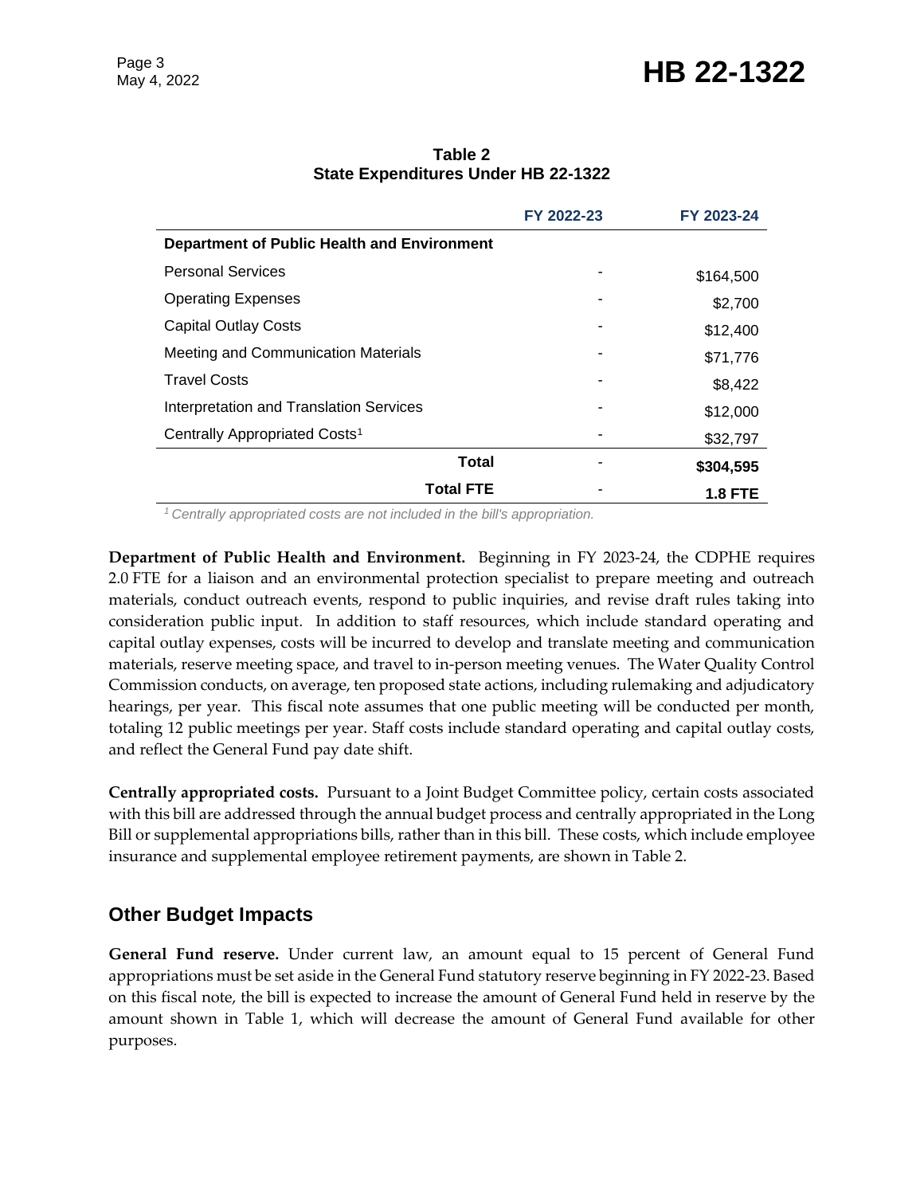**Table 2**
**State Expenditures Under HB 22-1322**

| | FY 2022-23 | FY 2023-24 |
|---|---|---|
| **Department of Public Health and Environment** | | |
| Personal Services | - | $164,500 |
| Operating Expenses | - | $2,700 |
| Capital Outlay Costs | - | $12,400 |
| Meeting and Communication Materials | - | $71,776 |
| Travel Costs | - | $8,422 |
| Interpretation and Translation Services | - | $12,000 |
| Centrally Appropriated Costs[1] | - | $32,797 |
| **Total** | - | **$304,595** |
| **Total FTE** | - | **1.8 FTE** |

*[1] Centrally appropriated costs are not included in the bill's appropriation.*

**Department of Public Health and Environment.** Beginning in FY 2023-24, the CDPHE requires 2.0 FTE for a liaison and an environmental protection specialist to prepare meeting and outreach materials, conduct outreach events, respond to public inquiries, and revise draft rules taking into consideration public input. In addition to staff resources, which include standard operating and capital outlay expenses, costs will be incurred to develop and translate meeting and communication materials, reserve meeting space, and travel to in-person meeting venues. The Water Quality Control Commission conducts, on average, ten proposed state actions, including rulemaking and adjudicatory hearings, per year. This fiscal note assumes that one public meeting will be conducted per month, totaling 12 public meetings per year. Staff costs include standard operating and capital outlay costs, and reflect the General Fund pay date shift.

**Centrally appropriated costs.** Pursuant to a Joint Budget Committee policy, certain costs associated with this bill are addressed through the annual budget process and centrally appropriated in the Long Bill or supplemental appropriations bills, rather than in this bill. These costs, which include employee insurance and supplemental employee retirement payments, are shown in Table 2.

## Other Budget Impacts

**General Fund reserve.** Under current law, an amount equal to 15 percent of General Fund appropriations must be set aside in the General Fund statutory reserve beginning in FY 2022-23. Based on this fiscal note, the bill is expected to increase the amount of General Fund held in reserve by the amount shown in Table 1, which will decrease the amount of General Fund available for other purposes.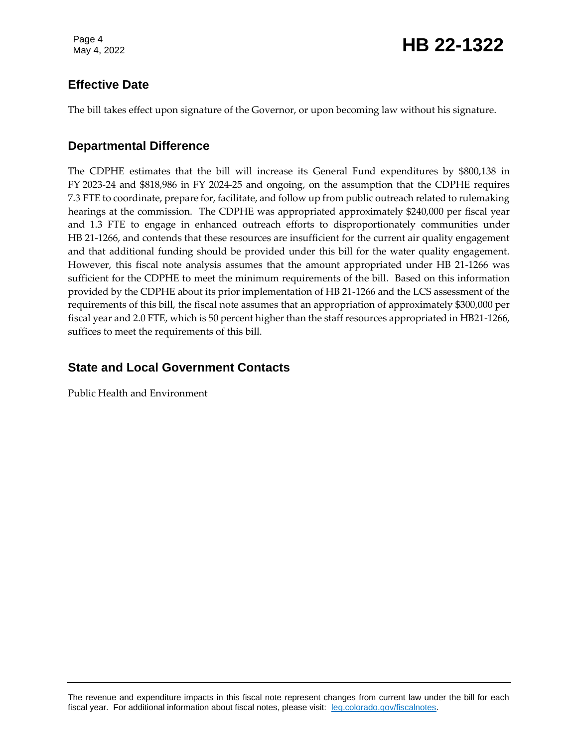## Effective Date

The bill takes effect upon signature of the Governor, or upon becoming law without his signature.

## Departmental Difference

The CDPHE estimates that the bill will increase its General Fund expenditures by $800,138 in FY 2023-24 and $818,986 in FY 2024-25 and ongoing, on the assumption that the CDPHE requires 7.3 FTE to coordinate, prepare for, facilitate, and follow up from public outreach related to rulemaking hearings at the commission. The CDPHE was appropriated approximately $240,000 per fiscal year and 1.3 FTE to engage in enhanced outreach efforts to disproportionately communities under HB 21-1266, and contends that these resources are insufficient for the current air quality engagement and that additional funding should be provided under this bill for the water quality engagement. However, this fiscal note analysis assumes that the amount appropriated under HB 21-1266 was sufficient for the CDPHE to meet the minimum requirements of the bill. Based on this information provided by the CDPHE about its prior implementation of HB 21-1266 and the LCS assessment of the requirements of this bill, the fiscal note assumes that an appropriation of approximately $300,000 per fiscal year and 2.0 FTE, which is 50 percent higher than the staff resources appropriated in HB21-1266, suffices to meet the requirements of this bill.

## State and Local Government Contacts

Public Health and Environment

The revenue and expenditure impacts in this fiscal note represent changes from current law under the bill for each fiscal year. For additional information about fiscal notes, please visit: leg.colorado.gov/fiscalnotes.